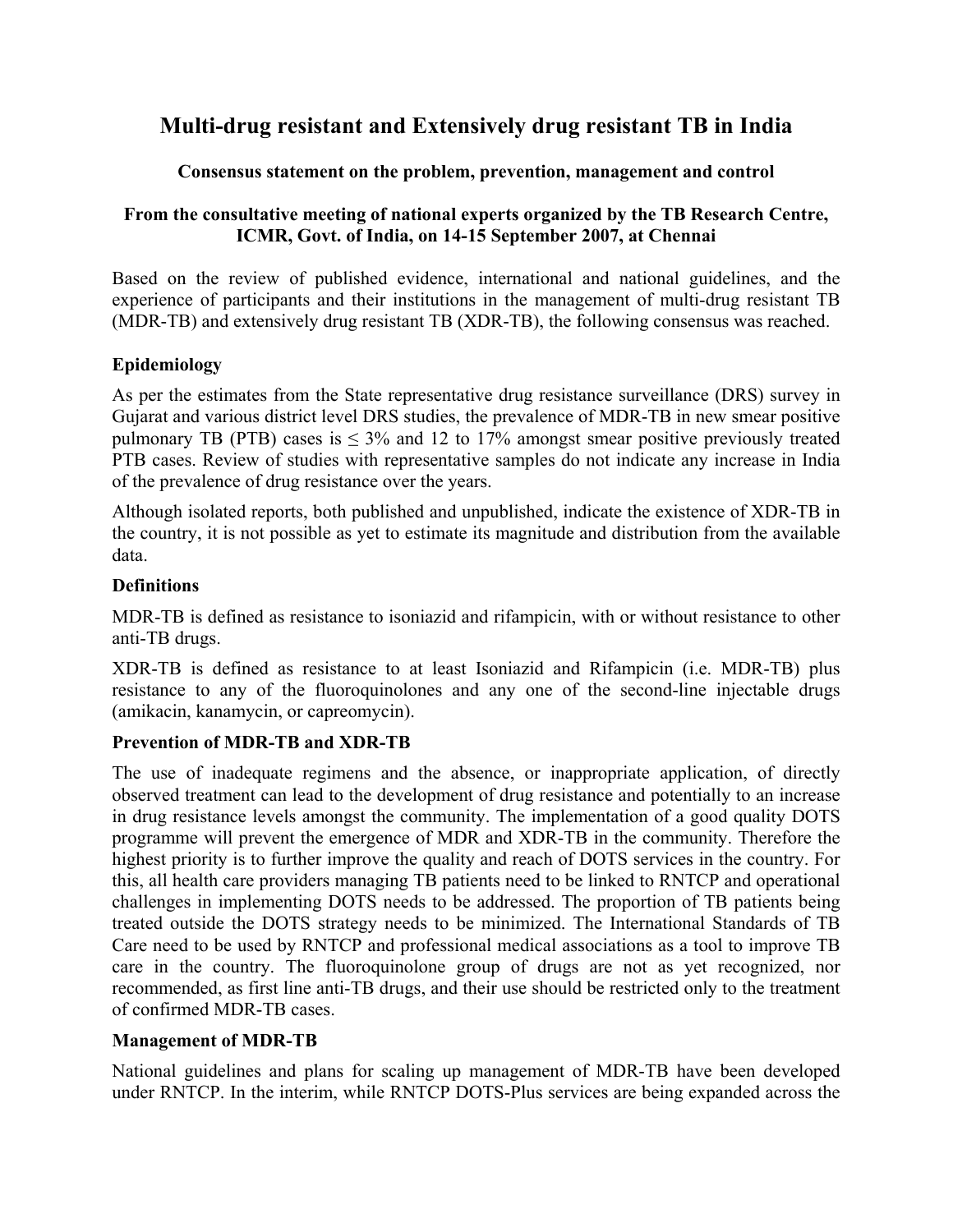# Multi-drug resistant and Extensively drug resistant TB in India

### Consensus statement on the problem, prevention, management and control

### From the consultative meeting of national experts organized by the TB Research Centre, ICMR, Govt. of India, on 14-15 September 2007, at Chennai

Based on the review of published evidence, international and national guidelines, and the experience of participants and their institutions in the management of multi-drug resistant TB (MDR-TB) and extensively drug resistant TB (XDR-TB), the following consensus was reached.

**Epidemiology**

As per the estimates from the State representative drug resistance surveillance (DRS) survey in Gujarat and various district level DRS studies, the prevalence of MDR-TB in new smear positive pulmonary TB (PTB) cases is $\leq$ 3% and 12 to 17% amongst smear positive previously treated PTB cases. Review of studies with representative samples do not indicate any increase in India of the prevalence of drug resistance over the years.

Although isolated reports, both published and unpublished, indicate the existence of XDR-TB in the country, it is not possible as yet to estimate its magnitude and distribution from the available data.

**Definitions**

MDR-TB is defined as resistance to isoniazid and rifampicin, with or without resistance to other anti-TB drugs.

XDR-TB is defined as resistance to at least Isoniazid and Rifampicin (i.e. MDR-TB) plus resistance to any of the fluoroquinolones and any one of the second-line injectable drugs (amikacin, kanamycin, or capreomycin).

**Prevention of MDR-TB and XDR-TB**

The use of inadequate regimens and the absence, or inappropriate application, of directly observed treatment can lead to the development of drug resistance and potentially to an increase in drug resistance levels amongst the community. The implementation of a good quality DOTS programme will prevent the emergence of MDR and XDR-TB in the community. Therefore the highest priority is to further improve the quality and reach of DOTS services in the country. For this, all health care providers managing TB patients need to be linked to RNTCP and operational challenges in implementing DOTS needs to be addressed. The proportion of TB patients being treated outside the DOTS strategy needs to be minimized. The International Standards of TB Care need to be used by RNTCP and professional medical associations as a tool to improve TB care in the country. The fluoroquinolone group of drugs are not as yet recognized, nor recommended, as first line anti-TB drugs, and their use should be restricted only to the treatment of confirmed MDR-TB cases.

**Management of MDR-TB**

National guidelines and plans for scaling up management of MDR-TB have been developed under RNTCP. In the interim, while RNTCP DOTS-Plus services are being expanded across the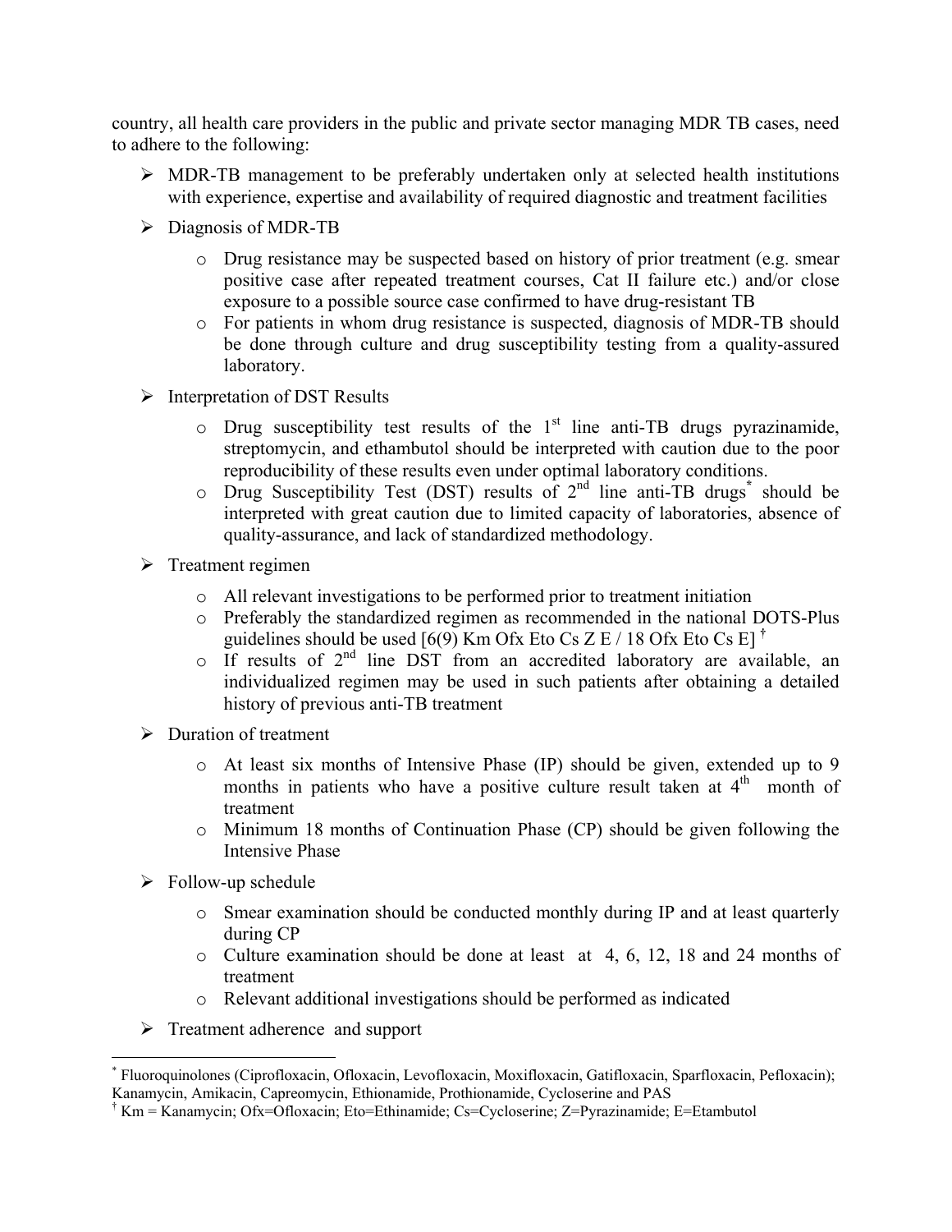country, all health care providers in the public and private sector managing MDR TB cases, need to adhere to the following:

- MDR-TB management to be preferably undertaken only at selected health institutions with experience, expertise and availability of required diagnostic and treatment facilities
- Diagnosis of MDR-TB
  - Drug resistance may be suspected based on history of prior treatment (e.g. smear positive case after repeated treatment courses, Cat II failure etc.) and/or close exposure to a possible source case confirmed to have drug-resistant TB
  - For patients in whom drug resistance is suspected, diagnosis of MDR-TB should be done through culture and drug susceptibility testing from a quality-assured laboratory.
- Interpretation of DST Results
  - Drug susceptibility test results of the 1st line anti-TB drugs pyrazinamide, streptomycin, and ethambutol should be interpreted with caution due to the poor reproducibility of these results even under optimal laboratory conditions.
  - Drug Susceptibility Test (DST) results of 2nd line anti-TB drugs[*] should be interpreted with great caution due to limited capacity of laboratories, absence of quality-assurance, and lack of standardized methodology.
- Treatment regimen
  - All relevant investigations to be performed prior to treatment initiation
  - Preferably the standardized regimen as recommended in the national DOTS-Plus guidelines should be used [6(9) Km Ofx Eto Cs Z E / 18 Ofx Eto Cs E] [†]
  - If results of 2nd line DST from an accredited laboratory are available, an individualized regimen may be used in such patients after obtaining a detailed history of previous anti-TB treatment
- Duration of treatment
  - At least six months of Intensive Phase (IP) should be given, extended up to 9 months in patients who have a positive culture result taken at 4th month of treatment
  - Minimum 18 months of Continuation Phase (CP) should be given following the Intensive Phase
- Follow-up schedule
  - Smear examination should be conducted monthly during IP and at least quarterly during CP
  - Culture examination should be done at least at 4, 6, 12, 18 and 24 months of treatment
  - Relevant additional investigations should be performed as indicated
- Treatment adherence and support

---

[*] Fluoroquinolones (Ciprofloxacin, Ofloxacin, Levofloxacin, Moxifloxacin, Gatifloxacin, Sparfloxacin, Pefloxacin); Kanamycin, Amikacin, Capreomycin, Ethionamide, Prothionamide, Cycloserine and PAS

[†] Km = Kanamycin; Ofx=Ofloxacin; Eto=Ethinamide; Cs=Cycloserine; Z=Pyrazinamide; E=Etambutol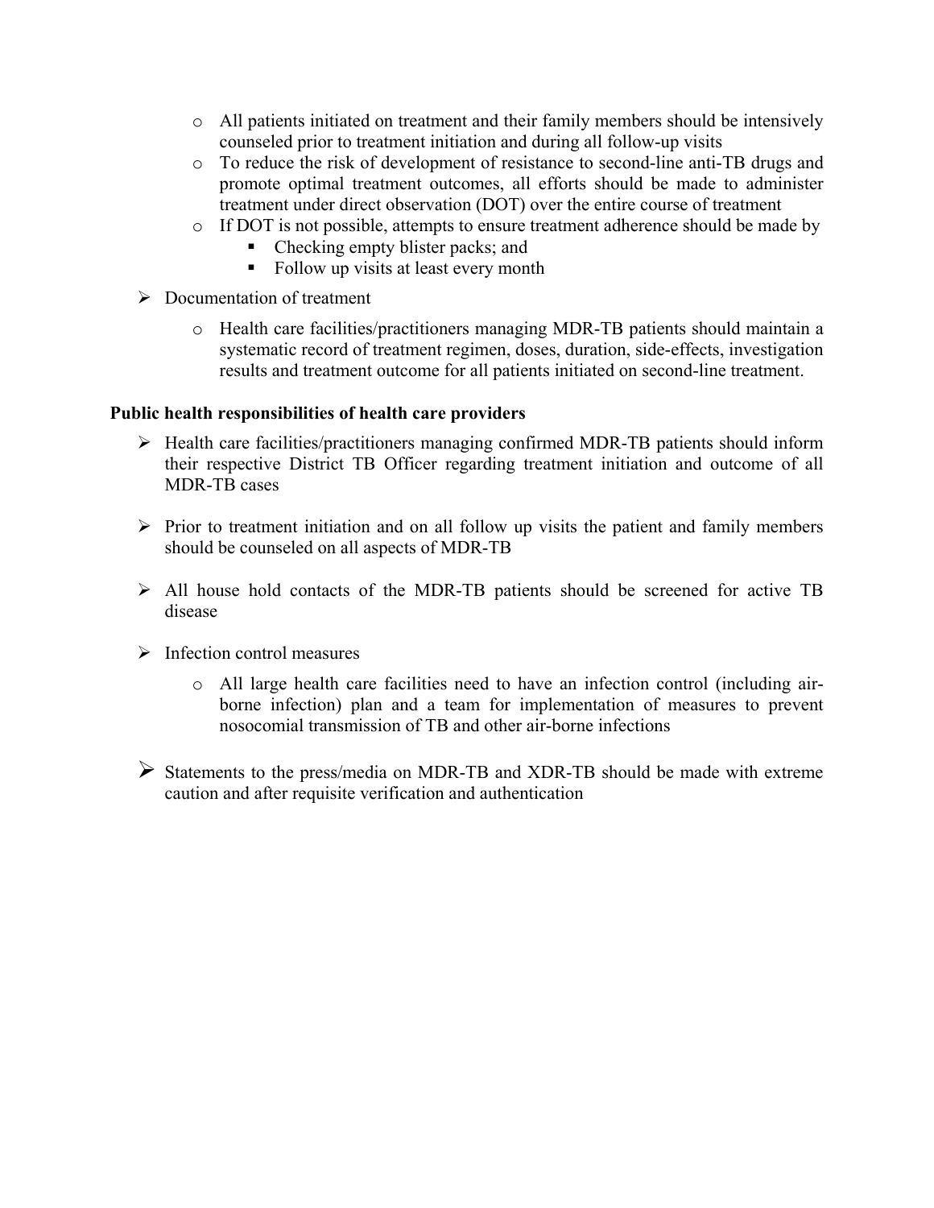- All patients initiated on treatment and their family members should be intensively counseled prior to treatment initiation and during all follow-up visits
  - To reduce the risk of development of resistance to second-line anti-TB drugs and promote optimal treatment outcomes, all efforts should be made to administer treatment under direct observation (DOT) over the entire course of treatment
  - If DOT is not possible, attempts to ensure treatment adherence should be made by
    - Checking empty blister packs; and
    - Follow up visits at least every month

- Documentation of treatment
  - Health care facilities/practitioners managing MDR-TB patients should maintain a systematic record of treatment regimen, doses, duration, side-effects, investigation results and treatment outcome for all patients initiated on second-line treatment.

**Public health responsibilities of health care providers**

- Health care facilities/practitioners managing confirmed MDR-TB patients should inform their respective District TB Officer regarding treatment initiation and outcome of all MDR-TB cases

- Prior to treatment initiation and on all follow up visits the patient and family members should be counseled on all aspects of MDR-TB

- All house hold contacts of the MDR-TB patients should be screened for active TB disease

- Infection control measures
  - All large health care facilities need to have an infection control (including air-borne infection) plan and a team for implementation of measures to prevent nosocomial transmission of TB and other air-borne infections

- Statements to the press/media on MDR-TB and XDR-TB should be made with extreme caution and after requisite verification and authentication